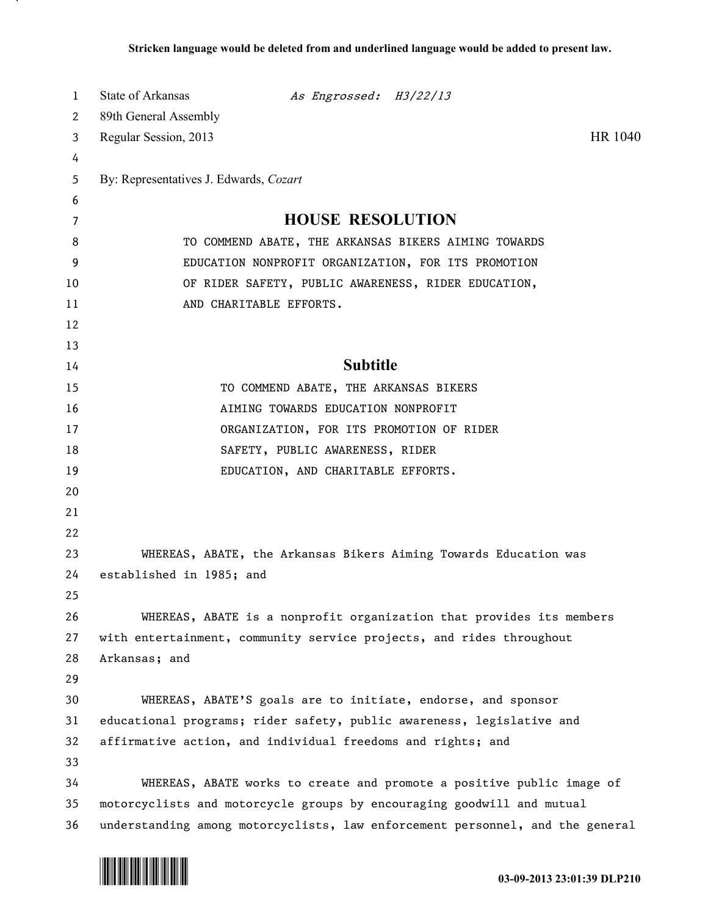Stricken language would be deleted from and underlined language would be added to present law.

State of Arkansas *As Engrossed: H3/22/13*
89th General Assembly
Regular Session, 2013 HR 1040

By: Representatives J. Edwards, *Cozart*

# HOUSE RESOLUTION

TO COMMEND ABATE, THE ARKANSAS BIKERS AIMING TOWARDS EDUCATION NONPROFIT ORGANIZATION, FOR ITS PROMOTION OF RIDER SAFETY, PUBLIC AWARENESS, RIDER EDUCATION, AND CHARITABLE EFFORTS.

## Subtitle

TO COMMEND ABATE, THE ARKANSAS BIKERS AIMING TOWARDS EDUCATION NONPROFIT ORGANIZATION, FOR ITS PROMOTION OF RIDER SAFETY, PUBLIC AWARENESS, RIDER EDUCATION, AND CHARITABLE EFFORTS.

WHEREAS, ABATE, the Arkansas Bikers Aiming Towards Education was established in 1985; and

WHEREAS, ABATE is a nonprofit organization that provides its members with entertainment, community service projects, and rides throughout Arkansas; and

WHEREAS, ABATE'S goals are to initiate, endorse, and sponsor educational programs; rider safety, public awareness, legislative and affirmative action, and individual freedoms and rights; and

WHEREAS, ABATE works to create and promote a positive public image of motorcyclists and motorcycle groups by encouraging goodwill and mutual understanding among motorcyclists, law enforcement personnel, and the general

03-09-2013 23:01:39 DLP210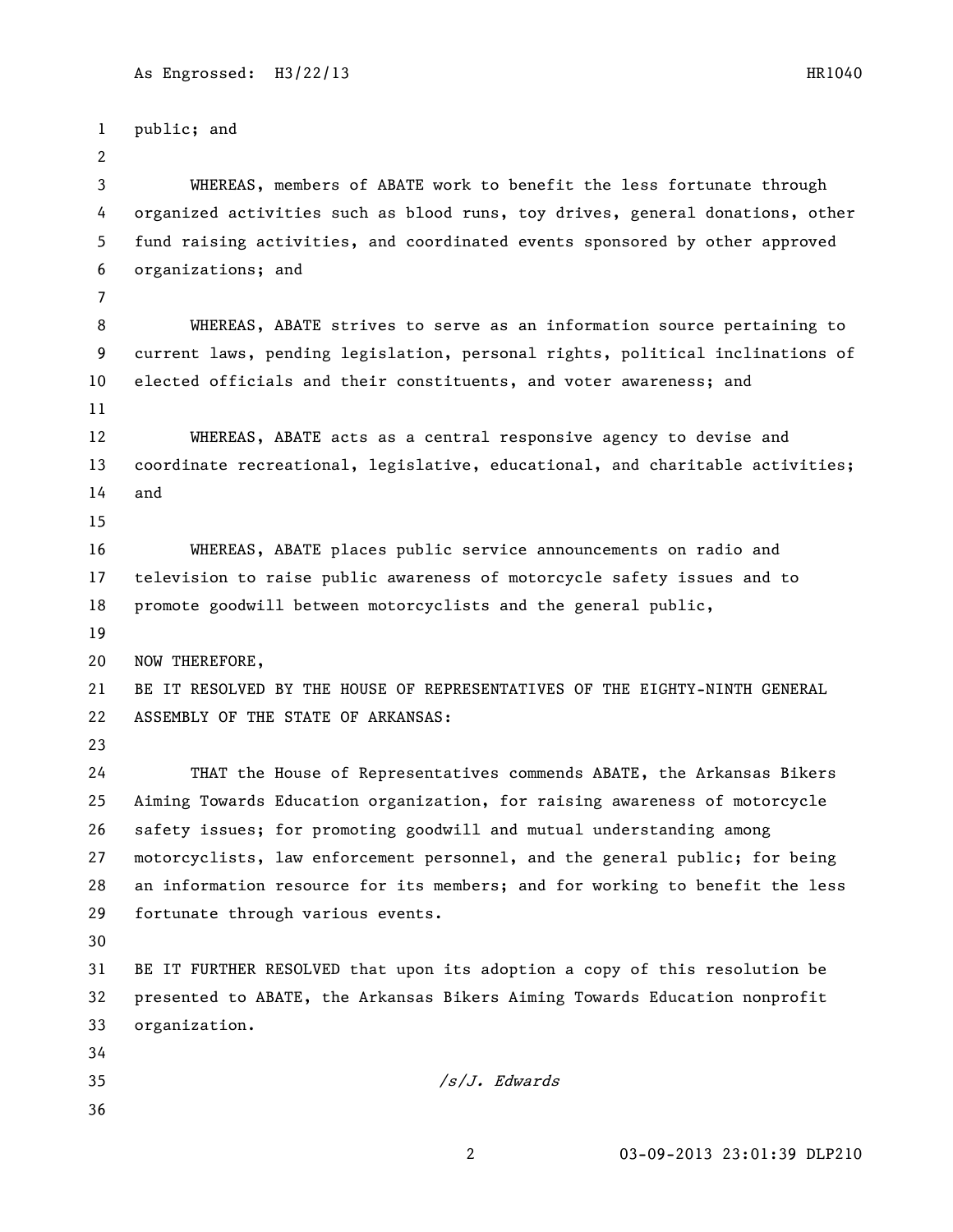public; and

WHEREAS, members of ABATE work to benefit the less fortunate through organized activities such as blood runs, toy drives, general donations, other fund raising activities, and coordinated events sponsored by other approved organizations; and

WHEREAS, ABATE strives to serve as an information source pertaining to current laws, pending legislation, personal rights, political inclinations of elected officials and their constituents, and voter awareness; and

WHEREAS, ABATE acts as a central responsive agency to devise and coordinate recreational, legislative, educational, and charitable activities; and

WHEREAS, ABATE places public service announcements on radio and television to raise public awareness of motorcycle safety issues and to promote goodwill between motorcyclists and the general public,

NOW THEREFORE,
BE IT RESOLVED BY THE HOUSE OF REPRESENTATIVES OF THE EIGHTY-NINTH GENERAL ASSEMBLY OF THE STATE OF ARKANSAS:

THAT the House of Representatives commends ABATE, the Arkansas Bikers Aiming Towards Education organization, for raising awareness of motorcycle safety issues; for promoting goodwill and mutual understanding among motorcyclists, law enforcement personnel, and the general public; for being an information resource for its members; and for working to benefit the less fortunate through various events.

BE IT FURTHER RESOLVED that upon its adoption a copy of this resolution be presented to ABATE, the Arkansas Bikers Aiming Towards Education nonprofit organization.

*/s/J. Edwards*